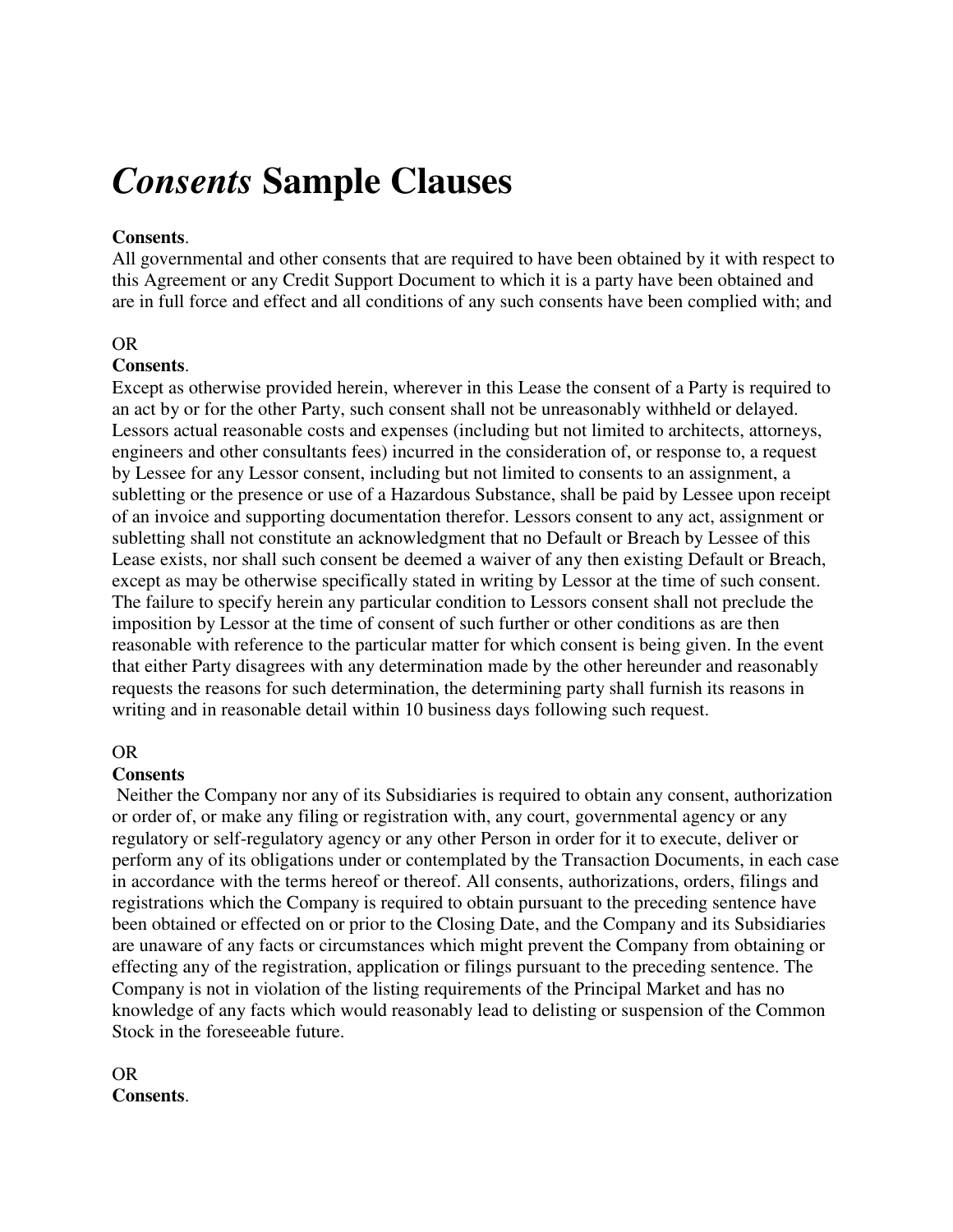# *Consents* Sample Clauses

**Consents**.
All governmental and other consents that are required to have been obtained by it with respect to this Agreement or any Credit Support Document to which it is a party have been obtained and are in full force and effect and all conditions of any such consents have been complied with; and

OR
**Consents**.
Except as otherwise provided herein, wherever in this Lease the consent of a Party is required to an act by or for the other Party, such consent shall not be unreasonably withheld or delayed. Lessors actual reasonable costs and expenses (including but not limited to architects, attorneys, engineers and other consultants fees) incurred in the consideration of, or response to, a request by Lessee for any Lessor consent, including but not limited to consents to an assignment, a subletting or the presence or use of a Hazardous Substance, shall be paid by Lessee upon receipt of an invoice and supporting documentation therefor. Lessors consent to any act, assignment or subletting shall not constitute an acknowledgment that no Default or Breach by Lessee of this Lease exists, nor shall such consent be deemed a waiver of any then existing Default or Breach, except as may be otherwise specifically stated in writing by Lessor at the time of such consent. The failure to specify herein any particular condition to Lessors consent shall not preclude the imposition by Lessor at the time of consent of such further or other conditions as are then reasonable with reference to the particular matter for which consent is being given. In the event that either Party disagrees with any determination made by the other hereunder and reasonably requests the reasons for such determination, the determining party shall furnish its reasons in writing and in reasonable detail within 10 business days following such request.

OR
**Consents**
Neither the Company nor any of its Subsidiaries is required to obtain any consent, authorization or order of, or make any filing or registration with, any court, governmental agency or any regulatory or self-regulatory agency or any other Person in order for it to execute, deliver or perform any of its obligations under or contemplated by the Transaction Documents, in each case in accordance with the terms hereof or thereof. All consents, authorizations, orders, filings and registrations which the Company is required to obtain pursuant to the preceding sentence have been obtained or effected on or prior to the Closing Date, and the Company and its Subsidiaries are unaware of any facts or circumstances which might prevent the Company from obtaining or effecting any of the registration, application or filings pursuant to the preceding sentence. The Company is not in violation of the listing requirements of the Principal Market and has no knowledge of any facts which would reasonably lead to delisting or suspension of the Common Stock in the foreseeable future.

OR
**Consents**.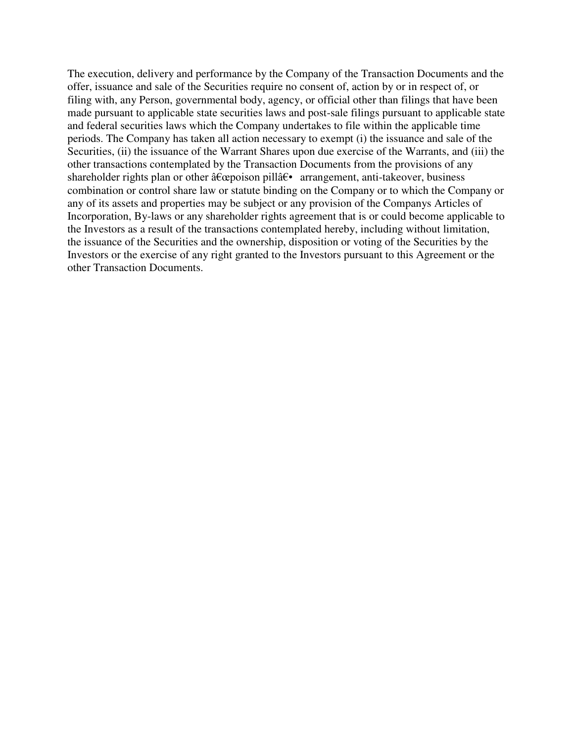The execution, delivery and performance by the Company of the Transaction Documents and the offer, issuance and sale of the Securities require no consent of, action by or in respect of, or filing with, any Person, governmental body, agency, or official other than filings that have been made pursuant to applicable state securities laws and post-sale filings pursuant to applicable state and federal securities laws which the Company undertakes to file within the applicable time periods. The Company has taken all action necessary to exempt (i) the issuance and sale of the Securities, (ii) the issuance of the Warrant Shares upon due exercise of the Warrants, and (iii) the other transactions contemplated by the Transaction Documents from the provisions of any shareholder rights plan or other â€œpoison pillâ€• arrangement, anti-takeover, business combination or control share law or statute binding on the Company or to which the Company or any of its assets and properties may be subject or any provision of the Companys Articles of Incorporation, By-laws or any shareholder rights agreement that is or could become applicable to the Investors as a result of the transactions contemplated hereby, including without limitation, the issuance of the Securities and the ownership, disposition or voting of the Securities by the Investors or the exercise of any right granted to the Investors pursuant to this Agreement or the other Transaction Documents.